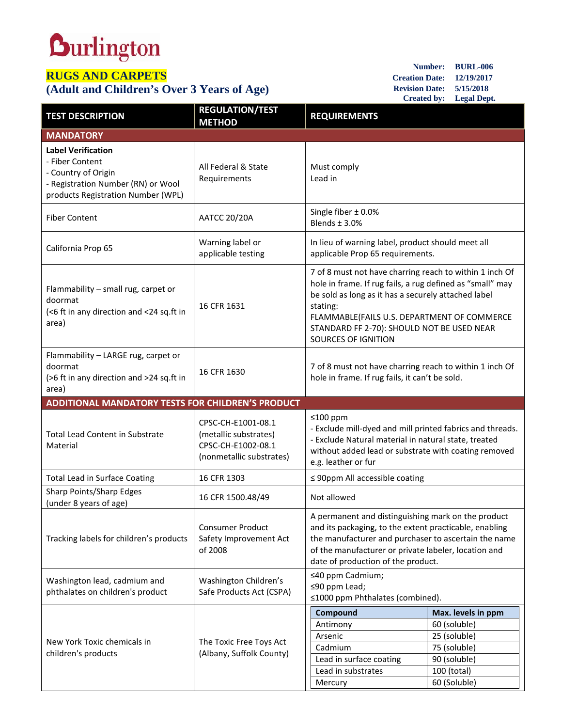Burlington

# RUGS AND CARPETS
## (Adult and Children's Over 3 Years of Age)

**Number:** BURL-006
**Creation Date:** 12/19/2017
**Revision Date:** 5/15/2018
**Created by:** Legal Dept.

| TEST DESCRIPTION | REGULATION/TEST METHOD | REQUIREMENTS |
|---|---|---|
| **MANDATORY** | | |
| **Label Verification**<br>- Fiber Content<br>- Country of Origin<br>- Registration Number (RN) or Wool products Registration Number (WPL) | All Federal & State Requirements | Must comply<br>Lead in |
| Fiber Content | AATCC 20/20A | Single fiber ± 0.0%<br>Blends ± 3.0% |
| California Prop 65 | Warning label or applicable testing | In lieu of warning label, product should meet all applicable Prop 65 requirements. |
| Flammability – small rug, carpet or doormat<br>(<6 ft in any direction and <24 sq.ft in area) | 16 CFR 1631 | 7 of 8 must not have charring reach to within 1 inch Of hole in frame. If rug fails, a rug defined as "small" may be sold as long as it has a securely attached label stating:<br>FLAMMABLE(FAILS U.S. DEPARTMENT OF COMMERCE STANDARD FF 2-70): SHOULD NOT BE USED NEAR SOURCES OF IGNITION |
| Flammability – LARGE rug, carpet or doormat<br>(>6 ft in any direction and >24 sq.ft in area) | 16 CFR 1630 | 7 of 8 must not have charring reach to within 1 inch Of hole in frame. If rug fails, it can't be sold. |
| **ADDITIONAL MANDATORY TESTS FOR CHILDREN'S PRODUCT** | | |
| Total Lead Content in Substrate Material | CPSC-CH-E1001-08.1 (metallic substrates)<br>CPSC-CH-E1002-08.1 (nonmetallic substrates) | ≤100 ppm<br>- Exclude mill-dyed and mill printed fabrics and threads.<br>- Exclude Natural material in natural state, treated without added lead or substrate with coating removed e.g. leather or fur |
| Total Lead in Surface Coating | 16 CFR 1303 | ≤ 90ppm All accessible coating |
| Sharp Points/Sharp Edges<br>(under 8 years of age) | 16 CFR 1500.48/49 | Not allowed |
| Tracking labels for children's products | Consumer Product Safety Improvement Act of 2008 | A permanent and distinguishing mark on the product and its packaging, to the extent practicable, enabling the manufacturer and purchaser to ascertain the name of the manufacturer or private labeler, location and date of production of the product. |
| Washington lead, cadmium and phthalates on children's product | Washington Children's Safe Products Act (CSPA) | ≤40 ppm Cadmium;<br>≤90 ppm Lead;<br>≤1000 ppm Phthalates (combined). |
| New York Toxic chemicals in children's products | The Toxic Free Toys Act (Albany, Suffolk County) | **Compound** – **Max. levels in ppm**<br>Antimony – 60 (soluble)<br>Arsenic – 25 (soluble)<br>Cadmium – 75 (soluble)<br>Lead in surface coating – 90 (soluble)<br>Lead in substrates – 100 (total)<br>Mercury – 60 (Soluble) |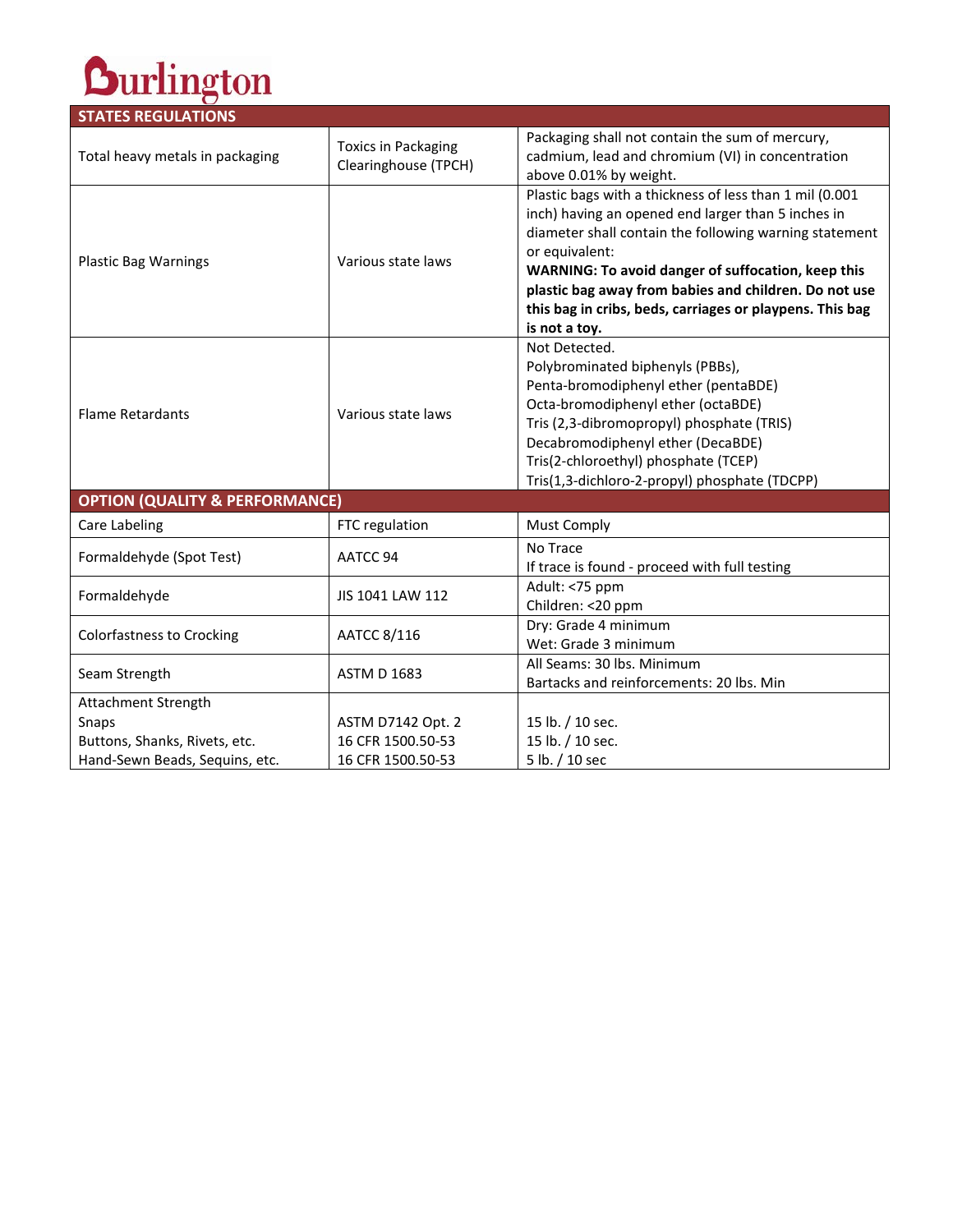**Burlington**

| STATES REGULATIONS | | |
|---|---|---|
| Total heavy metals in packaging | Toxics in Packaging Clearinghouse (TPCH) | Packaging shall not contain the sum of mercury, cadmium, lead and chromium (VI) in concentration above 0.01% by weight. |
| Plastic Bag Warnings | Various state laws | Plastic bags with a thickness of less than 1 mil (0.001 inch) having an opened end larger than 5 inches in diameter shall contain the following warning statement or equivalent:<br>**WARNING: To avoid danger of suffocation, keep this plastic bag away from babies and children. Do not use this bag in cribs, beds, carriages or playpens. This bag is not a toy.** |
| Flame Retardants | Various state laws | Not Detected.<br>Polybrominated biphenyls (PBBs),<br>Penta-bromodiphenyl ether (pentaBDE)<br>Octa-bromodiphenyl ether (octaBDE)<br>Tris (2,3-dibromopropyl) phosphate (TRIS)<br>Decabromodiphenyl ether (DecaBDE)<br>Tris(2-chloroethyl) phosphate (TCEP)<br>Tris(1,3-dichloro-2-propyl) phosphate (TDCPP) |
| **OPTION (QUALITY & PERFORMANCE)** | | |
| Care Labeling | FTC regulation | Must Comply |
| Formaldehyde (Spot Test) | AATCC 94 | No Trace<br>If trace is found - proceed with full testing |
| Formaldehyde | JIS 1041 LAW 112 | Adult: <75 ppm<br>Children: <20 ppm |
| Colorfastness to Crocking | AATCC 8/116 | Dry: Grade 4 minimum<br>Wet: Grade 3 minimum |
| Seam Strength | ASTM D 1683 | All Seams: 30 lbs. Minimum<br>Bartacks and reinforcements: 20 lbs. Min |
| Attachment Strength<br>Snaps<br>Buttons, Shanks, Rivets, etc.<br>Hand-Sewn Beads, Sequins, etc. | <br>ASTM D7142 Opt. 2<br>16 CFR 1500.50-53<br>16 CFR 1500.50-53 | <br>15 lb. / 10 sec.<br>15 lb. / 10 sec.<br>5 lb. / 10 sec |